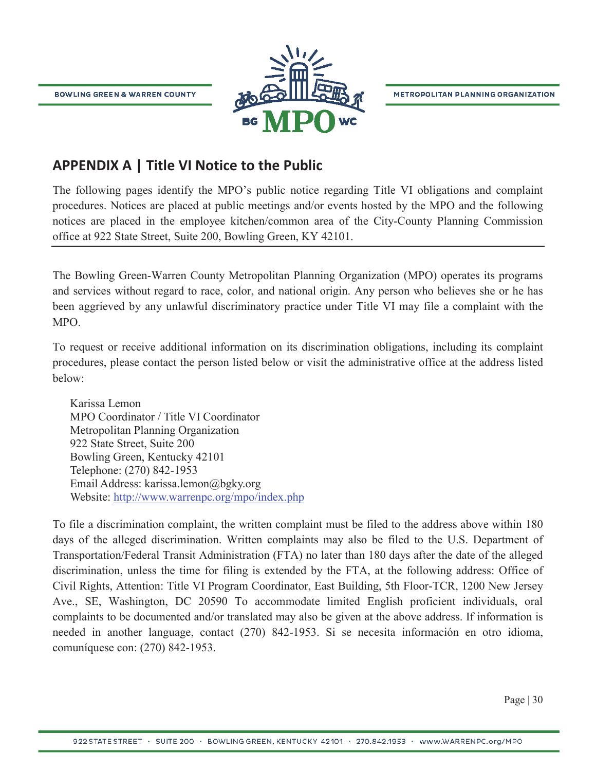## APPENDIX A | Title VI Notice to the Public

The following pages identify the MPO's public notice regarding Title VI obligations and complaint procedures. Notices are placed at public meetings and/or events hosted by the MPO and the following notices are placed in the employee kitchen/common area of the City-County Planning Commission office at 922 State Street, Suite 200, Bowling Green, KY 42101.

---

The Bowling Green-Warren County Metropolitan Planning Organization (MPO) operates its programs and services without regard to race, color, and national origin. Any person who believes she or he has been aggrieved by any unlawful discriminatory practice under Title VI may file a complaint with the MPO.

To request or receive additional information on its discrimination obligations, including its complaint procedures, please contact the person listed below or visit the administrative office at the address listed below:

Karissa Lemon
MPO Coordinator / Title VI Coordinator
Metropolitan Planning Organization
922 State Street, Suite 200
Bowling Green, Kentucky 42101
Telephone: (270) 842-1953
Email Address: karissa.lemon@bgky.org
Website: http://www.warrenpc.org/mpo/index.php

To file a discrimination complaint, the written complaint must be filed to the address above within 180 days of the alleged discrimination. Written complaints may also be filed to the U.S. Department of Transportation/Federal Transit Administration (FTA) no later than 180 days after the date of the alleged discrimination, unless the time for filing is extended by the FTA, at the following address: Office of Civil Rights, Attention: Title VI Program Coordinator, East Building, 5th Floor-TCR, 1200 New Jersey Ave., SE, Washington, DC 20590 To accommodate limited English proficient individuals, oral complaints to be documented and/or translated may also be given at the above address. If information is needed in another language, contact (270) 842-1953. Si se necesita información en otro idioma, comuníquese con: (270) 842-1953.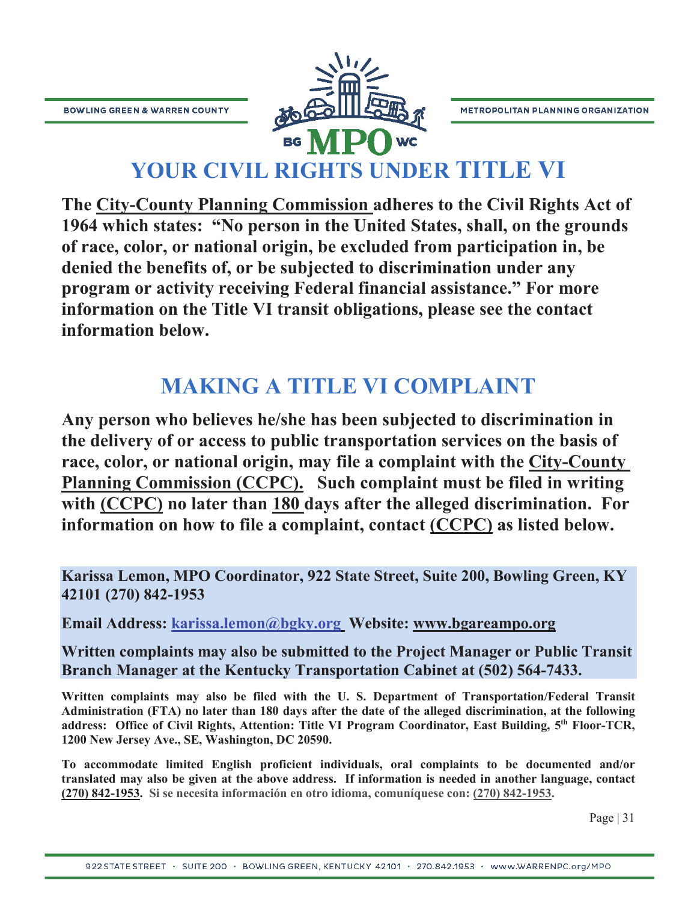BOWLING GREEN & WARREN COUNTY METROPOLITAN PLANNING ORGANIZATION

BG MPO WC

# YOUR CIVIL RIGHTS UNDER TITLE VI

**The City-County Planning Commission adheres to the Civil Rights Act of 1964 which states: "No person in the United States, shall, on the grounds of race, color, or national origin, be excluded from participation in, be denied the benefits of, or be subjected to discrimination under any program or activity receiving Federal financial assistance." For more information on the Title VI transit obligations, please see the contact information below.**

# MAKING A TITLE VI COMPLAINT

**Any person who believes he/she has been subjected to discrimination in the delivery of or access to public transportation services on the basis of race, color, or national origin, may file a complaint with the City-County Planning Commission (CCPC). Such complaint must be filed in writing with (CCPC) no later than 180 days after the alleged discrimination. For information on how to file a complaint, contact (CCPC) as listed below.**

**Karissa Lemon, MPO Coordinator, 922 State Street, Suite 200, Bowling Green, KY 42101 (270) 842-1953**

**Email Address: karissa.lemon@bgky.org Website: www.bgareampo.org**

**Written complaints may also be submitted to the Project Manager or Public Transit Branch Manager at the Kentucky Transportation Cabinet at (502) 564-7433.**

**Written complaints may also be filed with the U. S. Department of Transportation/Federal Transit Administration (FTA) no later than 180 days after the date of the alleged discrimination, at the following address: Office of Civil Rights, Attention: Title VI Program Coordinator, East Building, 5th Floor-TCR, 1200 New Jersey Ave., SE, Washington, DC 20590.**

**To accommodate limited English proficient individuals, oral complaints to be documented and/or translated may also be given at the above address. If information is needed in another language, contact (270) 842-1953. Si se necesita información en otro idioma, comuníquese con: (270) 842-1953.**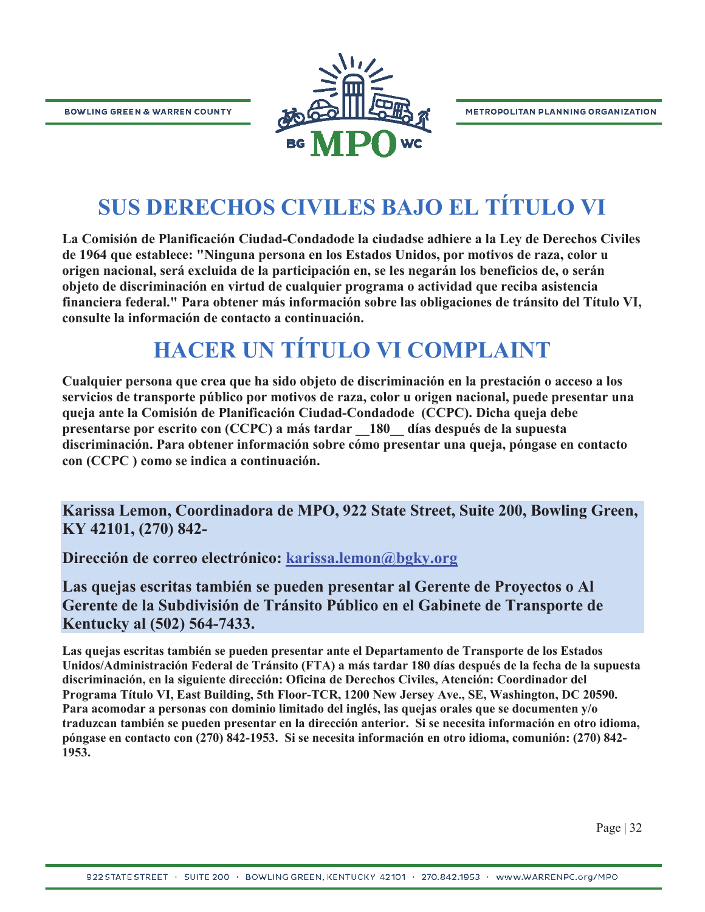# SUS DERECHOS CIVILES BAJO EL TÍTULO VI

**La Comisión de Planificación Ciudad-Condadode la ciudadse adhiere a la Ley de Derechos Civiles de 1964 que establece: "Ninguna persona en los Estados Unidos, por motivos de raza, color u origen nacional, será excluida de la participación en, se les negarán los beneficios de, o serán objeto de discriminación en virtud de cualquier programa o actividad que reciba asistencia financiera federal." Para obtener más información sobre las obligaciones de tránsito del Título VI, consulte la información de contacto a continuación.**

# HACER UN TÍTULO VI COMPLAINT

**Cualquier persona que crea que ha sido objeto de discriminación en la prestación o acceso a los servicios de transporte público por motivos de raza, color u origen nacional, puede presentar una queja ante la Comisión de Planificación Ciudad-Condadode (CCPC). Dicha queja debe presentarse por escrito con (CCPC) a más tardar __180__ días después de la supuesta discriminación. Para obtener información sobre cómo presentar una queja, póngase en contacto con (CCPC ) como se indica a continuación.**

**Karissa Lemon, Coordinadora de MPO, 922 State Street, Suite 200, Bowling Green, KY 42101, (270) 842-**

**Dirección de correo electrónico: [karissa.lemon@bgky.org](mailto:karissa.lemon@bgky.org)**

**Las quejas escritas también se pueden presentar al Gerente de Proyectos o Al Gerente de la Subdivisión de Tránsito Público en el Gabinete de Transporte de Kentucky al (502) 564-7433.**

**Las quejas escritas también se pueden presentar ante el Departamento de Transporte de los Estados Unidos/Administración Federal de Tránsito (FTA) a más tardar 180 días después de la fecha de la supuesta discriminación, en la siguiente dirección: Oficina de Derechos Civiles, Atención: Coordinador del Programa Título VI, East Building, 5th Floor-TCR, 1200 New Jersey Ave., SE, Washington, DC 20590. Para acomodar a personas con dominio limitado del inglés, las quejas orales que se documenten y/o traduzcan también se pueden presentar en la dirección anterior. Si se necesita información en otro idioma, póngase en contacto con (270) 842-1953. Si se necesita información en otro idioma, comunión: (270) 842-1953.**